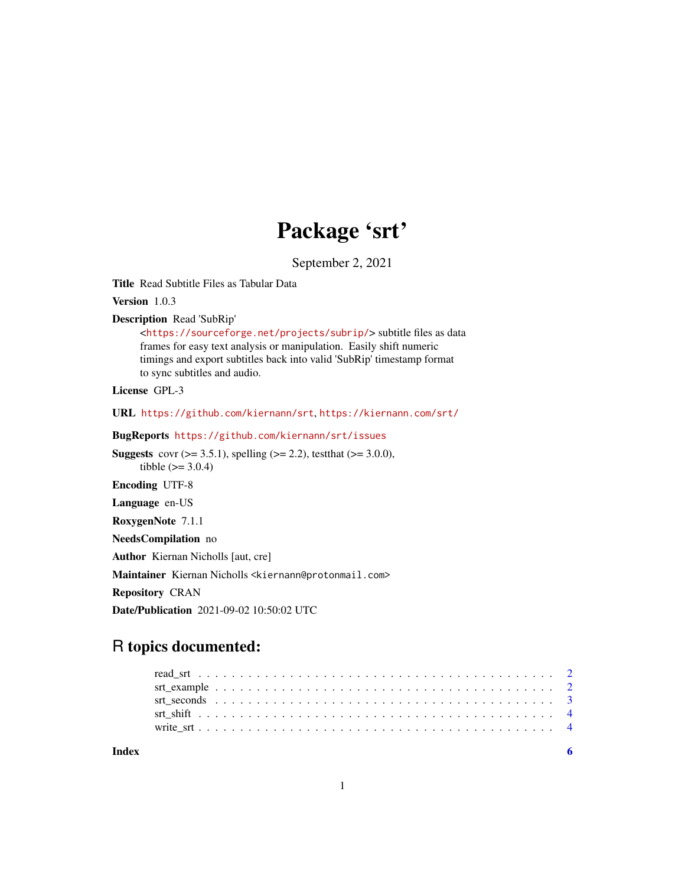# Package 'srt'

September 2, 2021

**Title** Read Subtitle Files as Tabular Data

**Version** 1.0.3

**Description** Read 'SubRip' <https://sourceforge.net/projects/subrip/> subtitle files as data frames for easy text analysis or manipulation. Easily shift numeric timings and export subtitles back into valid 'SubRip' timestamp format to sync subtitles and audio.

**License** GPL-3

**URL** https://github.com/kiernann/srt, https://kiernann.com/srt/

**BugReports** https://github.com/kiernann/srt/issues

**Suggests** covr (>= 3.5.1), spelling (>= 2.2), testthat (>= 3.0.0), tibble (>= 3.0.4)

**Encoding** UTF-8

**Language** en-US

**RoxygenNote** 7.1.1

**NeedsCompilation** no

**Author** Kiernan Nicholls [aut, cre]

**Maintainer** Kiernan Nicholls <kiernann@protonmail.com>

**Repository** CRAN

**Date/Publication** 2021-09-02 10:50:02 UTC

## R topics documented:

- read_srt . . . . . . . . . . . . . . . . . . . . . . . . . . . . . . . . . . . . . . . . . 2
- srt_example . . . . . . . . . . . . . . . . . . . . . . . . . . . . . . . . . . . . . . . 2
- srt_seconds . . . . . . . . . . . . . . . . . . . . . . . . . . . . . . . . . . . . . . . 3
- srt_shift . . . . . . . . . . . . . . . . . . . . . . . . . . . . . . . . . . . . . . . . . 4
- write_srt . . . . . . . . . . . . . . . . . . . . . . . . . . . . . . . . . . . . . . . . . 4

**Index** 6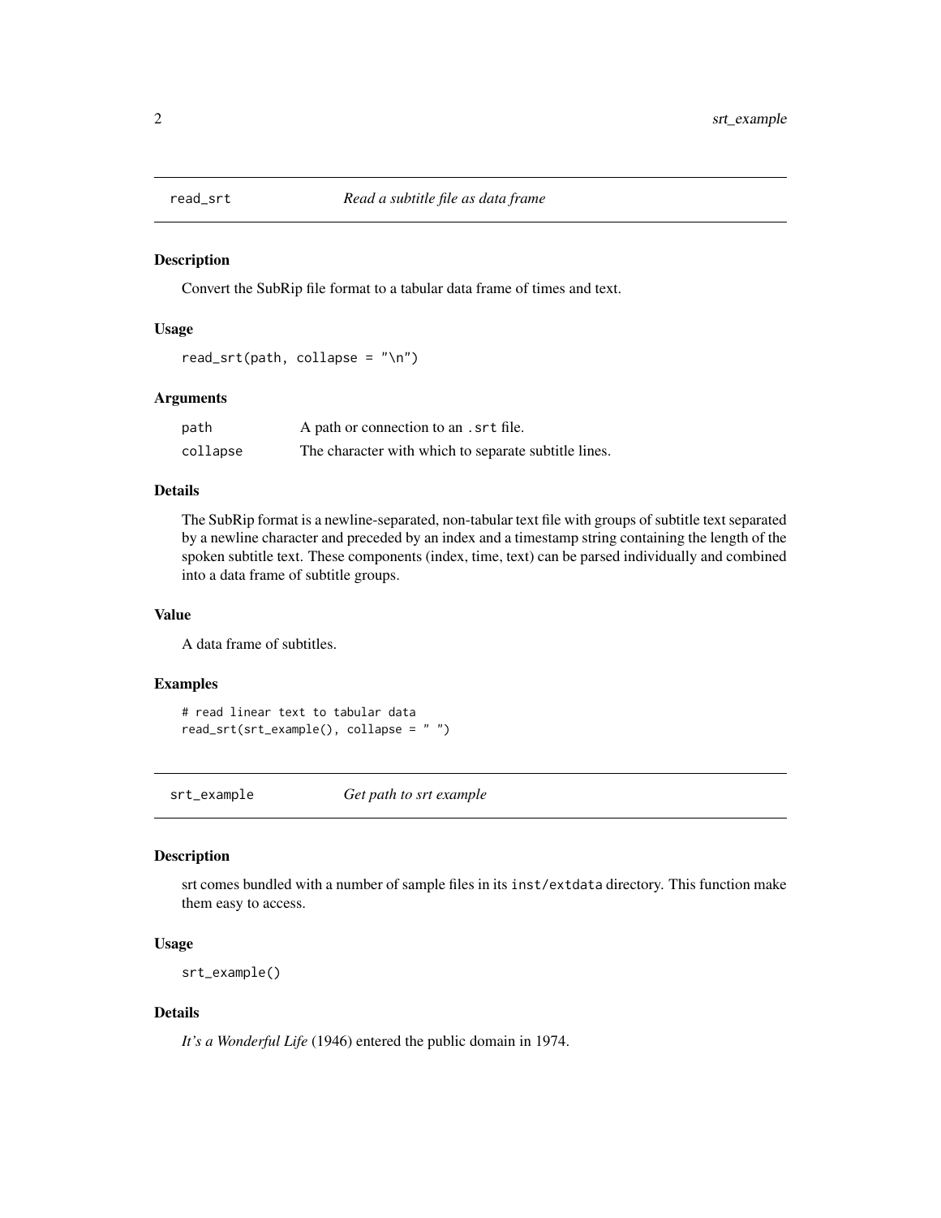## read_srt — *Read a subtitle file as data frame*

### Description

Convert the SubRip file format to a tabular data frame of times and text.

### Usage

```
read_srt(path, collapse = "\n")
```

### Arguments

| | |
|---|---|
| path | A path or connection to an `.srt` file. |
| collapse | The character with which to separate subtitle lines. |

### Details

The SubRip format is a newline-separated, non-tabular text file with groups of subtitle text separated by a newline character and preceded by an index and a timestamp string containing the length of the spoken subtitle text. These components (index, time, text) can be parsed individually and combined into a data frame of subtitle groups.

### Value

A data frame of subtitles.

### Examples

```
# read linear text to tabular data
read_srt(srt_example(), collapse = " ")
```

## srt_example — *Get path to srt example*

### Description

srt comes bundled with a number of sample files in its `inst/extdata` directory. This function make them easy to access.

### Usage

```
srt_example()
```

### Details

*It's a Wonderful Life* (1946) entered the public domain in 1974.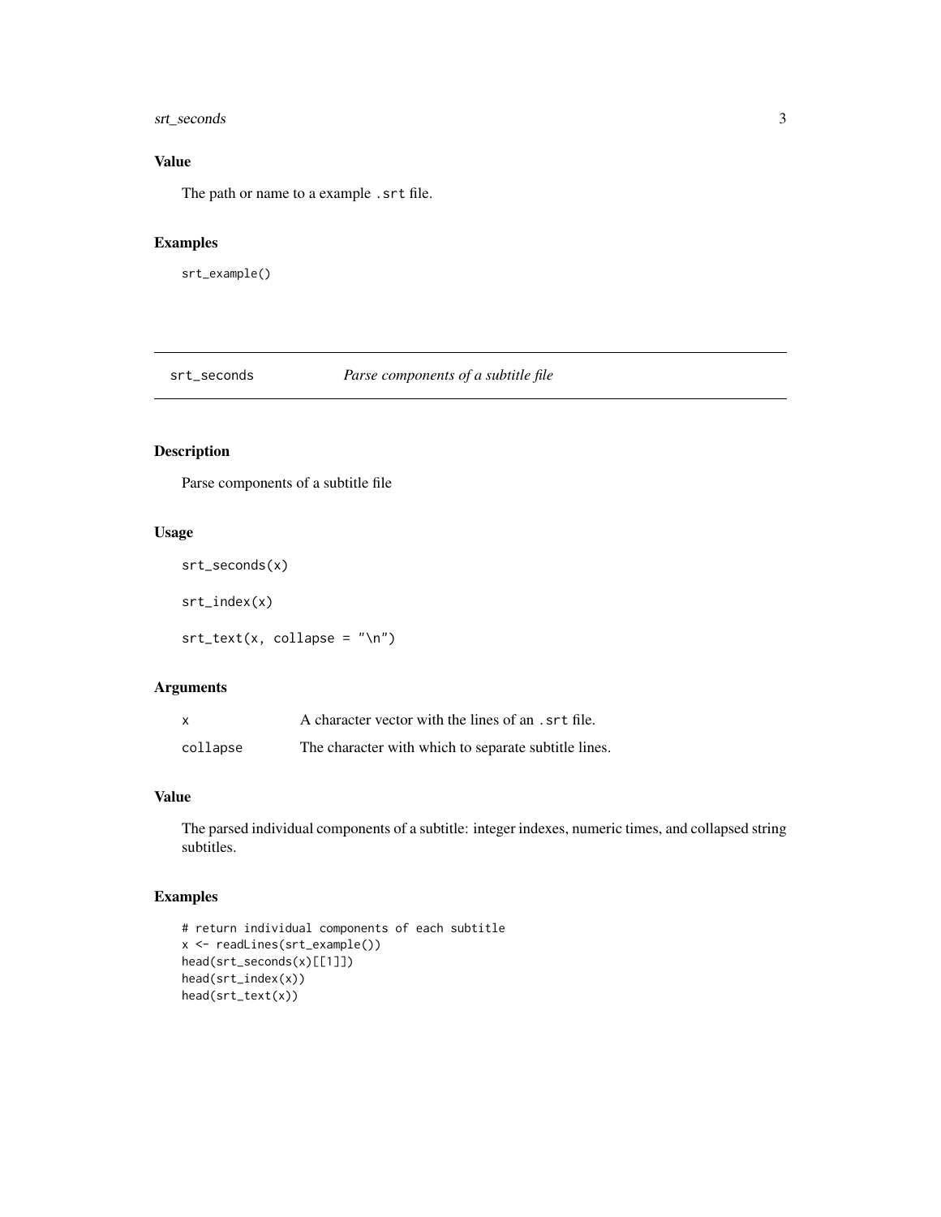## Value

The path or name to a example `.srt` file.

## Examples

```
srt_example()
```

---

# srt_seconds *Parse components of a subtitle file*

---

## Description

Parse components of a subtitle file

## Usage

```
srt_seconds(x)

srt_index(x)

srt_text(x, collapse = "\n")
```

## Arguments

| | |
|---|---|
| x | A character vector with the lines of an `.srt` file. |
| collapse | The character with which to separate subtitle lines. |

## Value

The parsed individual components of a subtitle: integer indexes, numeric times, and collapsed string subtitles.

## Examples

```
# return individual components of each subtitle
x <- readLines(srt_example())
head(srt_seconds(x)[[1]])
head(srt_index(x))
head(srt_text(x))
```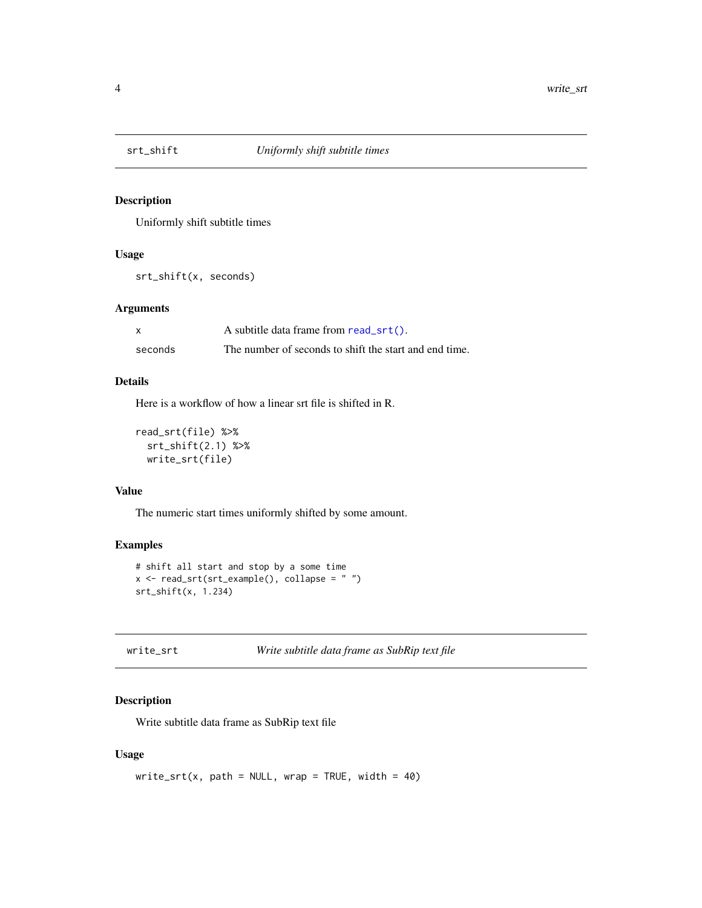## srt_shift *Uniformly shift subtitle times*

### Description

Uniformly shift subtitle times

### Usage

```
srt_shift(x, seconds)
```

### Arguments

| | |
|---|---|
| x | A subtitle data frame from `read_srt()`. |
| seconds | The number of seconds to shift the start and end time. |

### Details

Here is a workflow of how a linear srt file is shifted in R.

```
read_srt(file) %>%
  srt_shift(2.1) %>%
  write_srt(file)
```

### Value

The numeric start times uniformly shifted by some amount.

### Examples

```
# shift all start and stop by a some time
x <- read_srt(srt_example(), collapse = " ")
srt_shift(x, 1.234)
```

## write_srt *Write subtitle data frame as SubRip text file*

### Description

Write subtitle data frame as SubRip text file

### Usage

```
write_srt(x, path = NULL, wrap = TRUE, width = 40)
```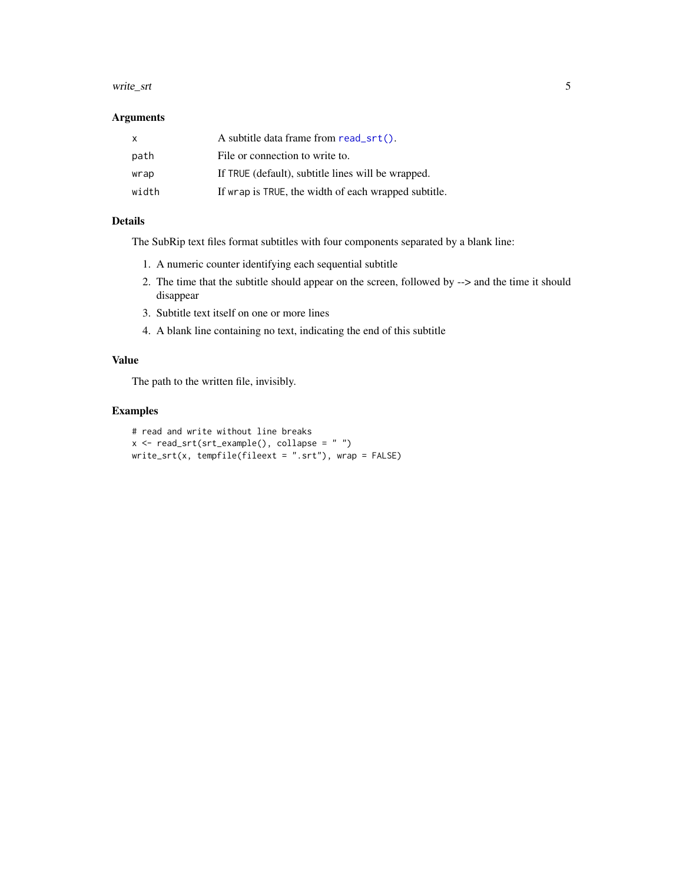### Arguments

| | |
|---|---|
| `x` | A subtitle data frame from `read_srt()`. |
| `path` | File or connection to write to. |
| `wrap` | If `TRUE` (default), subtitle lines will be wrapped. |
| `width` | If `wrap` is `TRUE`, the width of each wrapped subtitle. |

### Details

The SubRip text files format subtitles with four components separated by a blank line:

1. A numeric counter identifying each sequential subtitle
2. The time that the subtitle should appear on the screen, followed by --> and the time it should disappear
3. Subtitle text itself on one or more lines
4. A blank line containing no text, indicating the end of this subtitle

### Value

The path to the written file, invisibly.

### Examples

```
# read and write without line breaks
x <- read_srt(srt_example(), collapse = " ")
write_srt(x, tempfile(fileext = ".srt"), wrap = FALSE)
```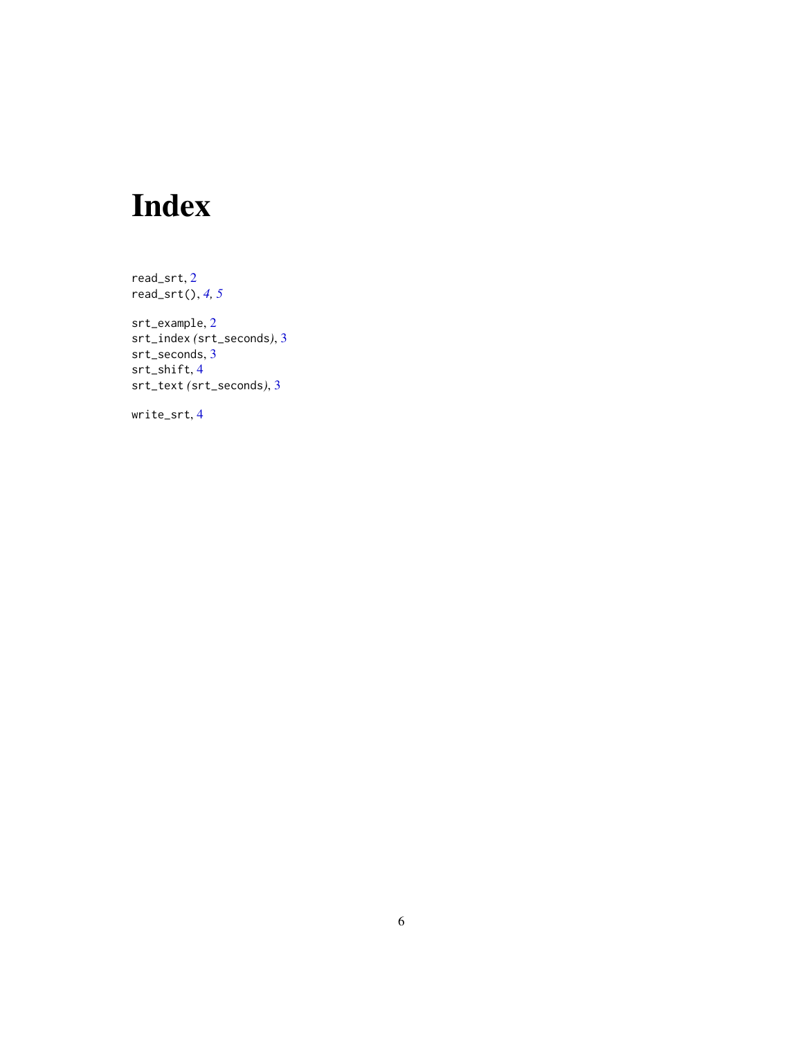# Index

read_srt, 2
read_srt(), *4, 5*

srt_example, 2
srt_index *(*srt_seconds*)*, 3
srt_seconds, 3
srt_shift, 4
srt_text *(*srt_seconds*)*, 3

write_srt, 4